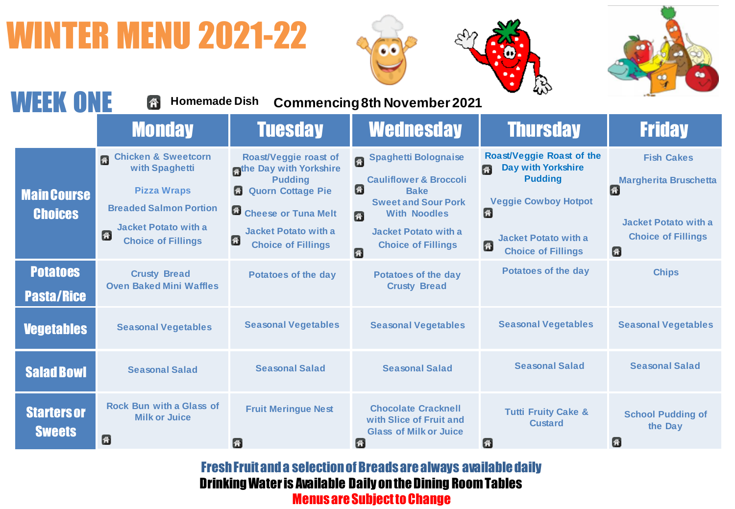# WINTER MENU 2021-22

## WEEK ONE

🏠 Homemade Dish

**Commencing 8th November 2021**

| | Monday | Tuesday | Wednesday | Thursday | Friday |
|---|---|---|---|---|---|
| **Main Course Choices** | 🏠 Chicken & Sweetcorn with Spaghetti<br>Pizza Wraps<br>Breaded Salmon Portion<br>🏠 Jacket Potato with a Choice of Fillings | 🏠 Roast/Veggie roast of the Day with Yorkshire Pudding<br>🏠 Quorn Cottage Pie<br>🏠 Cheese or Tuna Melt<br>🏠 Jacket Potato with a Choice of Fillings | 🏠 Spaghetti Bolognaise<br>🏠 Cauliflower & Broccoli Bake<br>🏠 Sweet and Sour Pork With Noodles<br>🏠 Jacket Potato with a Choice of Fillings | 🏠 Roast/Veggie Roast of the Day with Yorkshire Pudding<br>🏠 Veggie Cowboy Hotpot<br>🏠 Jacket Potato with a Choice of Fillings | Fish Cakes<br>🏠 Margherita Bruschetta<br>🏠 Jacket Potato with a Choice of Fillings |
| **Potatoes Pasta/Rice** | Crusty Bread<br>Oven Baked Mini Waffles | Potatoes of the day | Potatoes of the day<br>Crusty Bread | Potatoes of the day | Chips |
| **Vegetables** | Seasonal Vegetables | Seasonal Vegetables | Seasonal Vegetables | Seasonal Vegetables | Seasonal Vegetables |
| **Salad Bowl** | Seasonal Salad | Seasonal Salad | Seasonal Salad | Seasonal Salad | Seasonal Salad |
| **Starters or Sweets** | 🏠 Rock Bun with a Glass of Milk or Juice | 🏠 Fruit Meringue Nest | 🏠 Chocolate Cracknell with Slice of Fruit and Glass of Milk or Juice | 🏠 Tutti Fruity Cake & Custard | 🏠 School Pudding of the Day |

**Fresh Fruit and a selection of Breads are always available daily**

**Drinking Water is Available Daily on the Dining Room Tables**

**Menus are Subject to Change**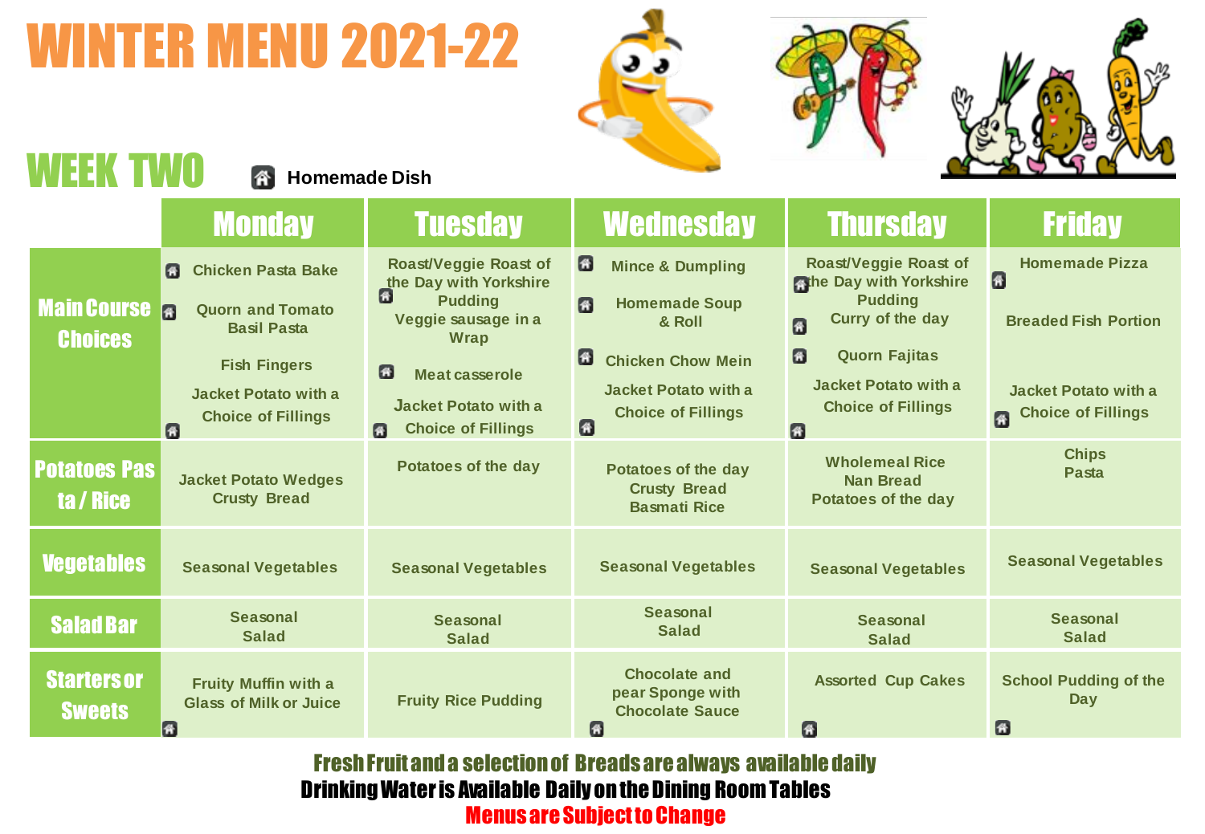# WINTER MENU 2021-22

## WEEK TWO

🏠 Homemade Dish

| | Monday | Tuesday | Wednesday | Thursday | Friday |
|---|---|---|---|---|---|
| Main Course Choices | 🏠 Chicken Pasta Bake<br>🏠 Quorn and Tomato Basil Pasta<br>Fish Fingers<br>🏠 Jacket Potato with a Choice of Fillings | 🏠 Roast/Veggie Roast of the Day with Yorkshire Pudding<br>Veggie sausage in a Wrap<br>🏠 Meat casserole<br>🏠 Jacket Potato with a Choice of Fillings | 🏠 Mince & Dumpling<br>🏠 Homemade Soup & Roll<br>🏠 Chicken Chow Mein<br>🏠 Jacket Potato with a Choice of Fillings | 🏠 Roast/Veggie Roast of the Day with Yorkshire Pudding<br>🏠 Curry of the day<br>🏠 Quorn Fajitas<br>🏠 Jacket Potato with a Choice of Fillings | 🏠 Homemade Pizza<br>Breaded Fish Portion<br>🏠 Jacket Potato with a Choice of Fillings |
| Potatoes Pasta / Rice | Jacket Potato Wedges<br>Crusty Bread | Potatoes of the day | Potatoes of the day<br>Crusty Bread<br>Basmati Rice | Wholemeal Rice<br>Nan Bread<br>Potatoes of the day | Chips<br>Pasta |
| Vegetables | Seasonal Vegetables | Seasonal Vegetables | Seasonal Vegetables | Seasonal Vegetables | Seasonal Vegetables |
| Salad Bar | Seasonal Salad | Seasonal Salad | Seasonal Salad | Seasonal Salad | Seasonal Salad |
| Starters or Sweets | 🏠 Fruity Muffin with a Glass of Milk or Juice | Fruity Rice Pudding | 🏠 Chocolate and pear Sponge with Chocolate Sauce | 🏠 Assorted Cup Cakes | 🏠 School Pudding of the Day |

**Fresh Fruit and a selection of Breads are always available daily**

**Drinking Water is Available Daily on the Dining Room Tables**

**Menus are Subject to Change**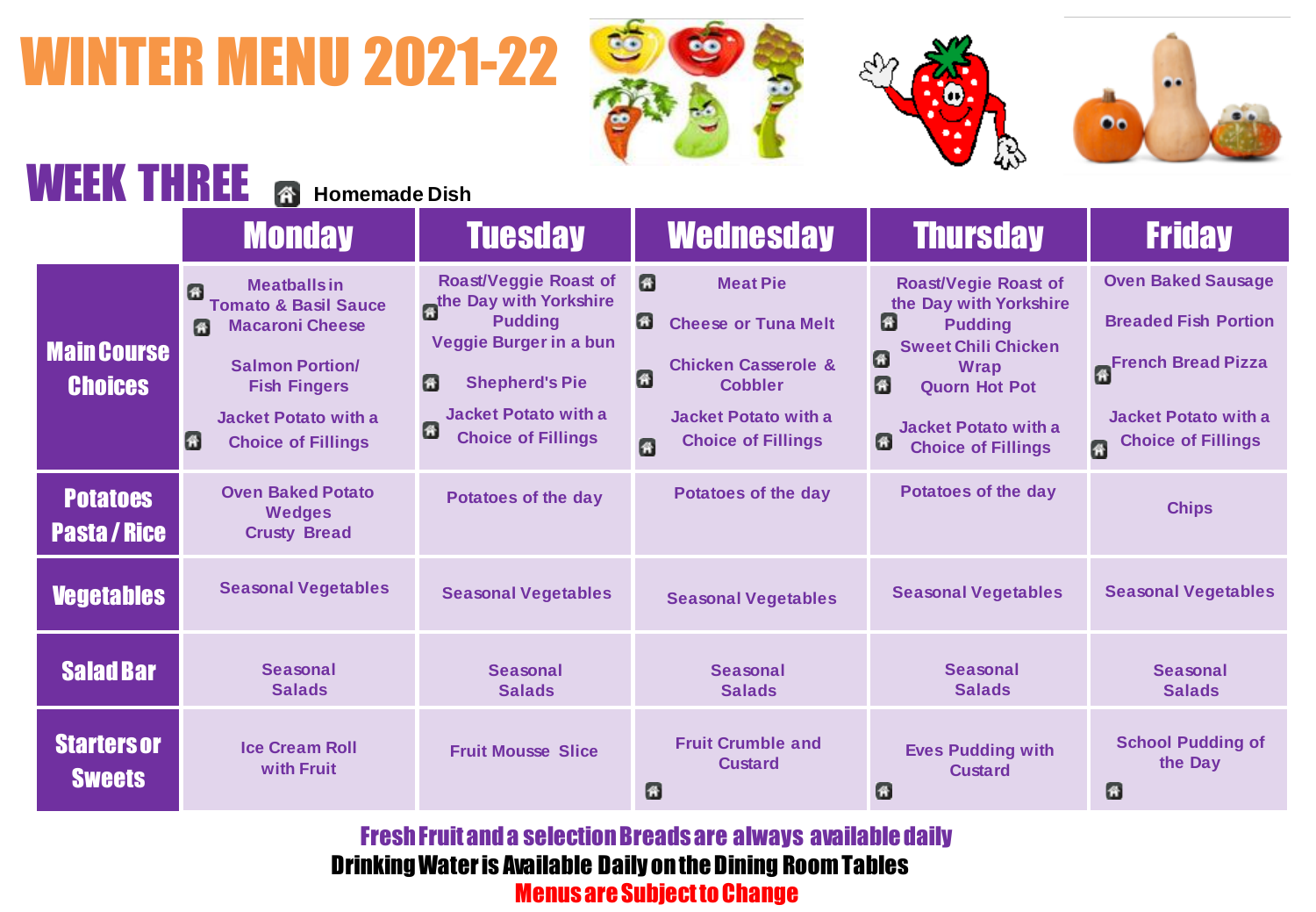# WINTER MENU 2021-22

## WEEK THREE

🏠 Homemade Dish

| | Monday | Tuesday | Wednesday | Thursday | Friday |
|---|---|---|---|---|---|
| **Main Course Choices** | 🏠 Meatballs in Tomato & Basil Sauce<br>🏠 Macaroni Cheese<br>Salmon Portion/ Fish Fingers<br>🏠 Jacket Potato with a Choice of Fillings | 🏠 Roast/Veggie Roast of the Day with Yorkshire Pudding<br>Veggie Burger in a bun<br>🏠 Shepherd's Pie<br>🏠 Jacket Potato with a Choice of Fillings | 🏠 Meat Pie<br>🏠 Cheese or Tuna Melt<br>🏠 Chicken Casserole & Cobbler<br>🏠 Jacket Potato with a Choice of Fillings | 🏠 Roast/Vegie Roast of the Day with Yorkshire Pudding<br>🏠 Sweet Chili Chicken Wrap<br>🏠 Quorn Hot Pot<br>🏠 Jacket Potato with a Choice of Fillings | Oven Baked Sausage<br>Breaded Fish Portion<br>🏠 French Bread Pizza<br>🏠 Jacket Potato with a Choice of Fillings |
| **Potatoes Pasta / Rice** | Oven Baked Potato Wedges<br>Crusty Bread | Potatoes of the day | Potatoes of the day | Potatoes of the day | Chips |
| **Vegetables** | Seasonal Vegetables | Seasonal Vegetables | Seasonal Vegetables | Seasonal Vegetables | Seasonal Vegetables |
| **Salad Bar** | Seasonal Salads | Seasonal Salads | Seasonal Salads | Seasonal Salads | Seasonal Salads |
| **Starters or Sweets** | Ice Cream Roll with Fruit | Fruit Mousse Slice | 🏠 Fruit Crumble and Custard | 🏠 Eves Pudding with Custard | 🏠 School Pudding of the Day |

**Fresh Fruit and a selection Breads are always available daily**

**Drinking Water is Available Daily on the Dining Room Tables**

**Menus are Subject to Change**